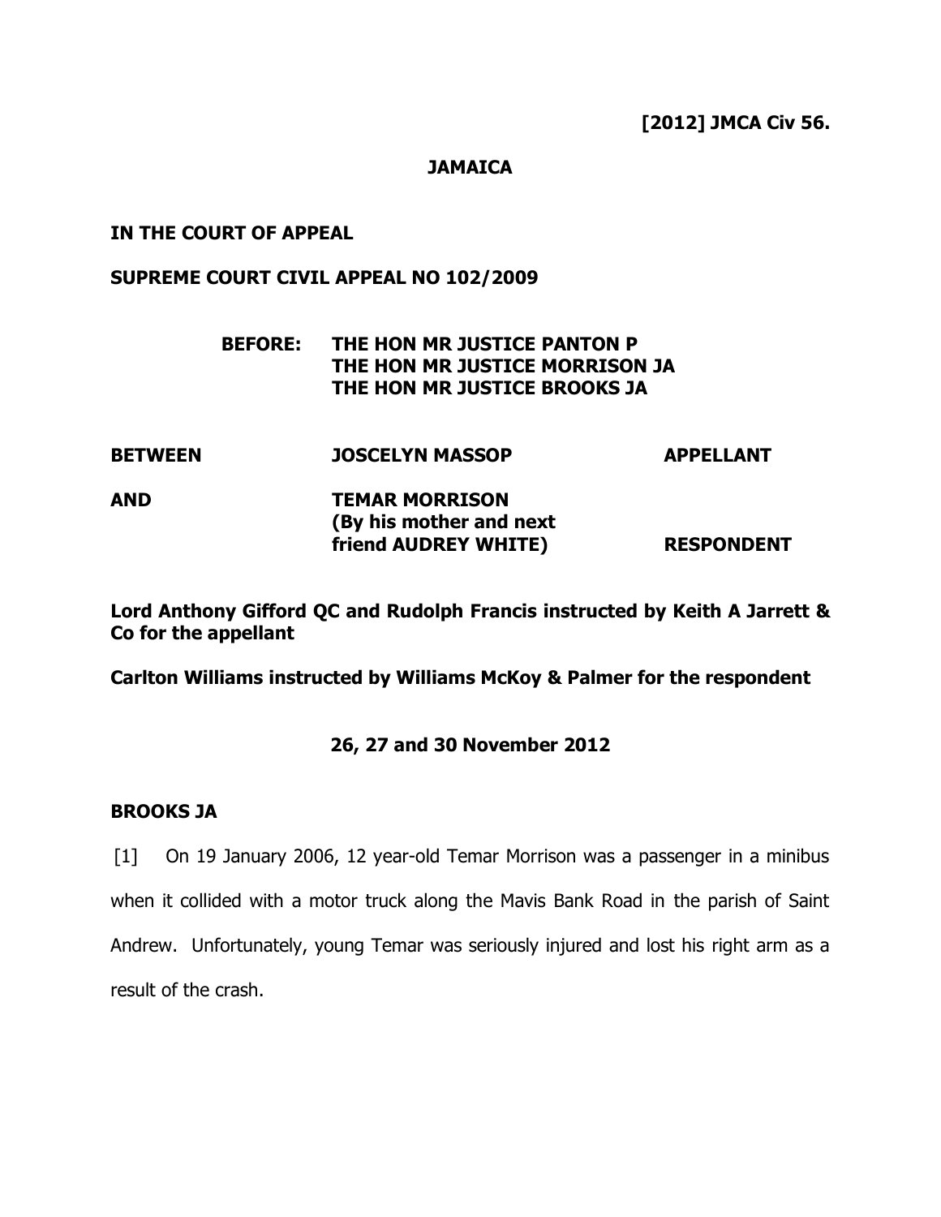**[2012] JMCA Civ 56.**

**JAMAICA**

**IN THE COURT OF APPEAL**

**SUPREME COURT CIVIL APPEAL NO 102/2009**

**BEFORE: THE HON MR JUSTICE PANTON P**
**THE HON MR JUSTICE MORRISON JA**
**THE HON MR JUSTICE BROOKS JA**

| | | |
|---|---|---|
| **BETWEEN** | **JOSCELYN MASSOP** | **APPELLANT** |
| **AND** | **TEMAR MORRISON (By his mother and next friend AUDREY WHITE)** | **RESPONDENT** |

**Lord Anthony Gifford QC and Rudolph Francis instructed by Keith A Jarrett & Co for the appellant**

**Carlton Williams instructed by Williams McKoy & Palmer for the respondent**

**26, 27 and 30 November 2012**

**BROOKS JA**

[1] On 19 January 2006, 12 year-old Temar Morrison was a passenger in a minibus when it collided with a motor truck along the Mavis Bank Road in the parish of Saint Andrew. Unfortunately, young Temar was seriously injured and lost his right arm as a result of the crash.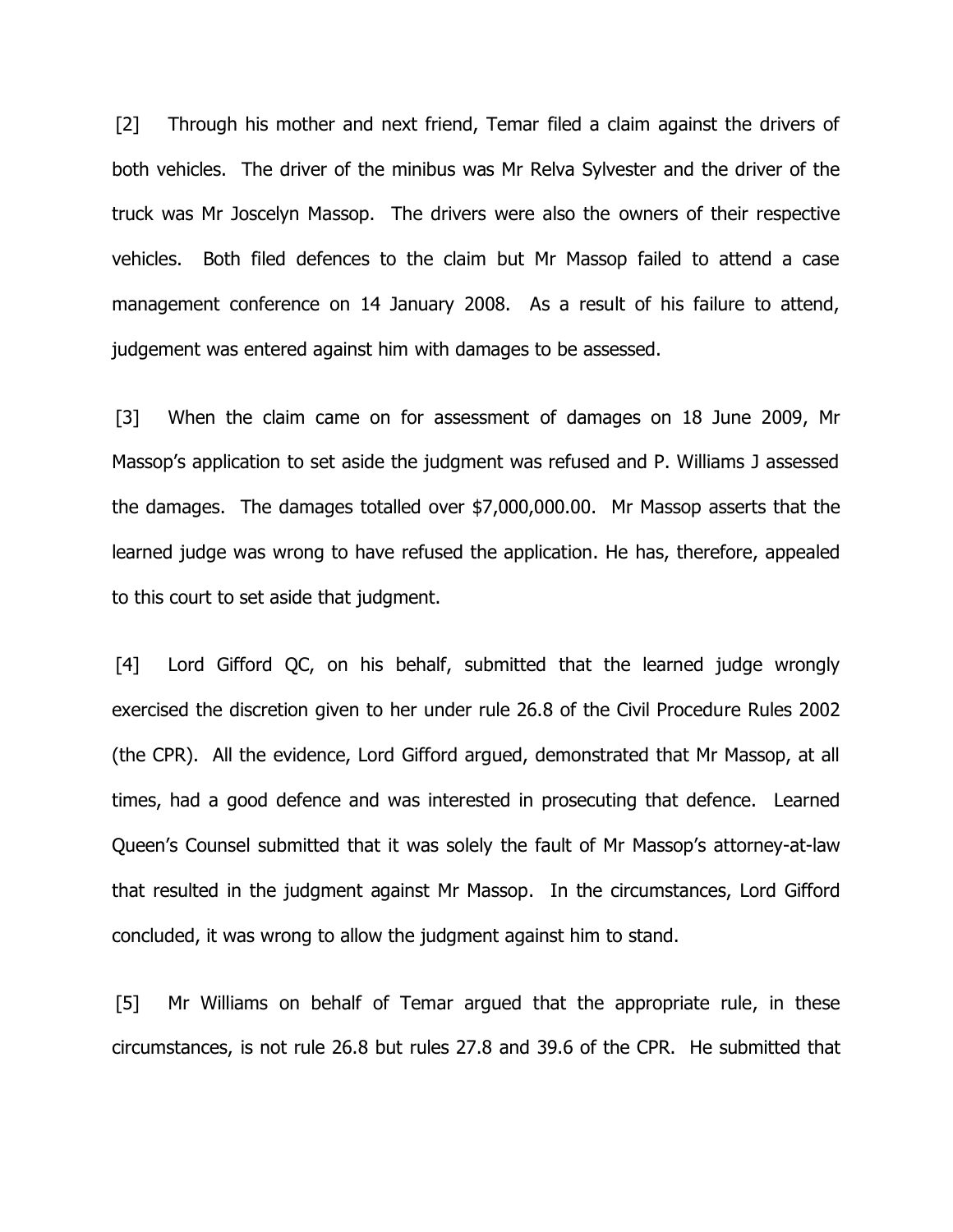[2] Through his mother and next friend, Temar filed a claim against the drivers of both vehicles. The driver of the minibus was Mr Relva Sylvester and the driver of the truck was Mr Joscelyn Massop. The drivers were also the owners of their respective vehicles. Both filed defences to the claim but Mr Massop failed to attend a case management conference on 14 January 2008. As a result of his failure to attend, judgement was entered against him with damages to be assessed.

[3] When the claim came on for assessment of damages on 18 June 2009, Mr Massop's application to set aside the judgment was refused and P. Williams J assessed the damages. The damages totalled over $7,000,000.00. Mr Massop asserts that the learned judge was wrong to have refused the application. He has, therefore, appealed to this court to set aside that judgment.

[4] Lord Gifford QC, on his behalf, submitted that the learned judge wrongly exercised the discretion given to her under rule 26.8 of the Civil Procedure Rules 2002 (the CPR). All the evidence, Lord Gifford argued, demonstrated that Mr Massop, at all times, had a good defence and was interested in prosecuting that defence. Learned Queen's Counsel submitted that it was solely the fault of Mr Massop's attorney-at-law that resulted in the judgment against Mr Massop. In the circumstances, Lord Gifford concluded, it was wrong to allow the judgment against him to stand.

[5] Mr Williams on behalf of Temar argued that the appropriate rule, in these circumstances, is not rule 26.8 but rules 27.8 and 39.6 of the CPR. He submitted that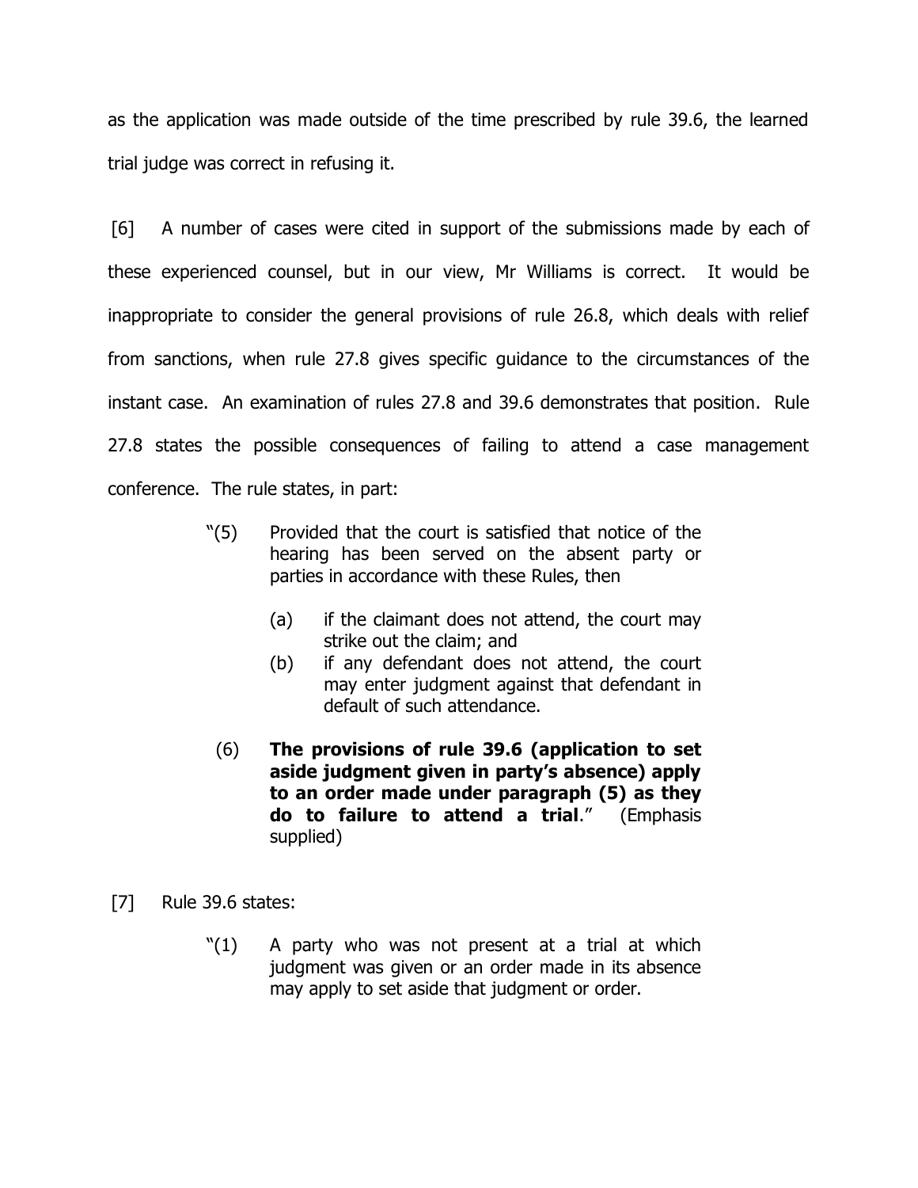as the application was made outside of the time prescribed by rule 39.6, the learned trial judge was correct in refusing it.

[6] A number of cases were cited in support of the submissions made by each of these experienced counsel, but in our view, Mr Williams is correct. It would be inappropriate to consider the general provisions of rule 26.8, which deals with relief from sanctions, when rule 27.8 gives specific guidance to the circumstances of the instant case. An examination of rules 27.8 and 39.6 demonstrates that position. Rule 27.8 states the possible consequences of failing to attend a case management conference. The rule states, in part:

> "(5) Provided that the court is satisfied that notice of the hearing has been served on the absent party or parties in accordance with these Rules, then
>
> (a) if the claimant does not attend, the court may strike out the claim; and
>
> (b) if any defendant does not attend, the court may enter judgment against that defendant in default of such attendance.
>
> (6) **The provisions of rule 39.6 (application to set aside judgment given in party's absence) apply to an order made under paragraph (5) as they do to failure to attend a trial**." (Emphasis supplied)

[7] Rule 39.6 states:

> "(1) A party who was not present at a trial at which judgment was given or an order made in its absence may apply to set aside that judgment or order.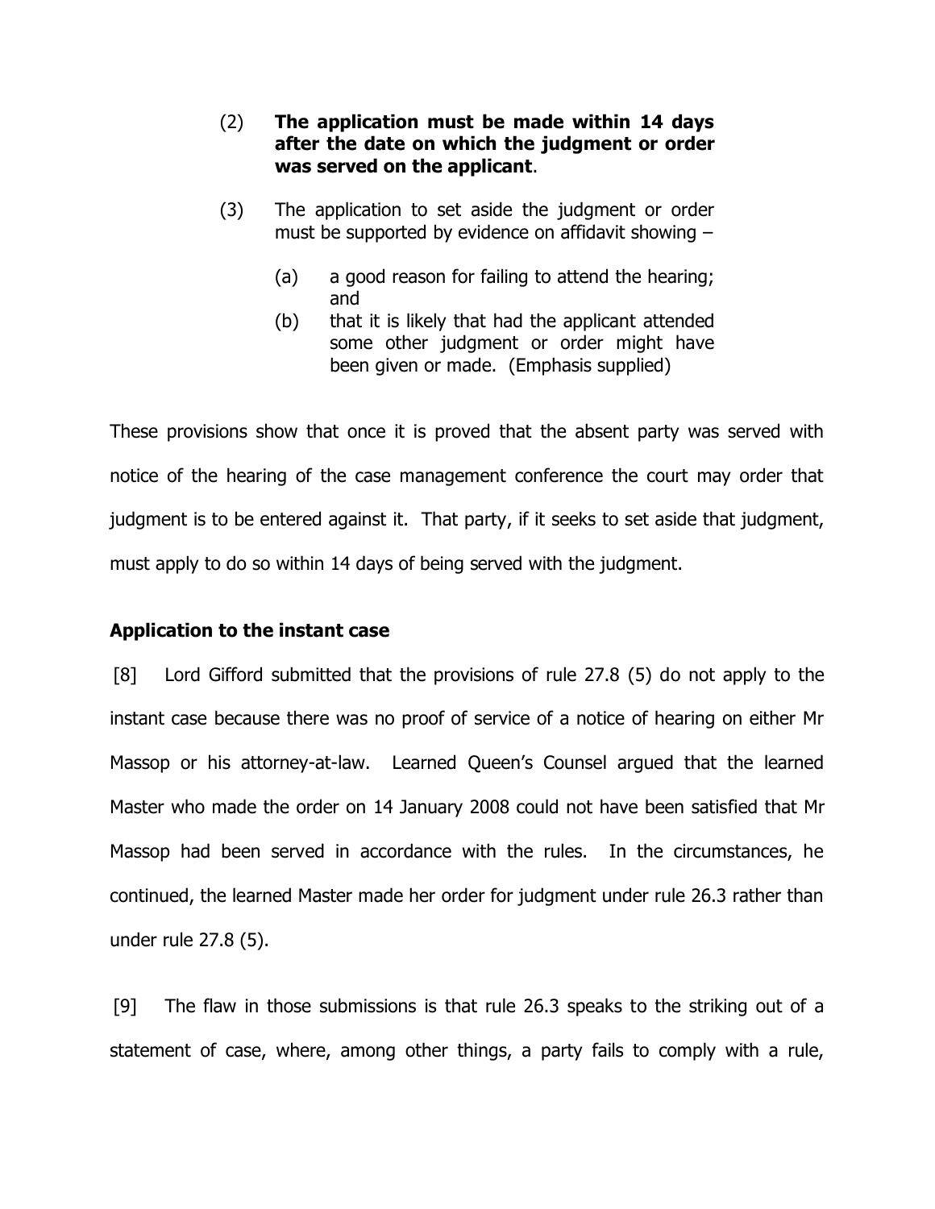(2) **The application must be made within 14 days after the date on which the judgment or order was served on the applicant**.

(3) The application to set aside the judgment or order must be supported by evidence on affidavit showing –

(a) a good reason for failing to attend the hearing; and

(b) that it is likely that had the applicant attended some other judgment or order might have been given or made. (Emphasis supplied)

These provisions show that once it is proved that the absent party was served with notice of the hearing of the case management conference the court may order that judgment is to be entered against it. That party, if it seeks to set aside that judgment, must apply to do so within 14 days of being served with the judgment.

### Application to the instant case

[8] Lord Gifford submitted that the provisions of rule 27.8 (5) do not apply to the instant case because there was no proof of service of a notice of hearing on either Mr Massop or his attorney-at-law. Learned Queen's Counsel argued that the learned Master who made the order on 14 January 2008 could not have been satisfied that Mr Massop had been served in accordance with the rules. In the circumstances, he continued, the learned Master made her order for judgment under rule 26.3 rather than under rule 27.8 (5).

[9] The flaw in those submissions is that rule 26.3 speaks to the striking out of a statement of case, where, among other things, a party fails to comply with a rule,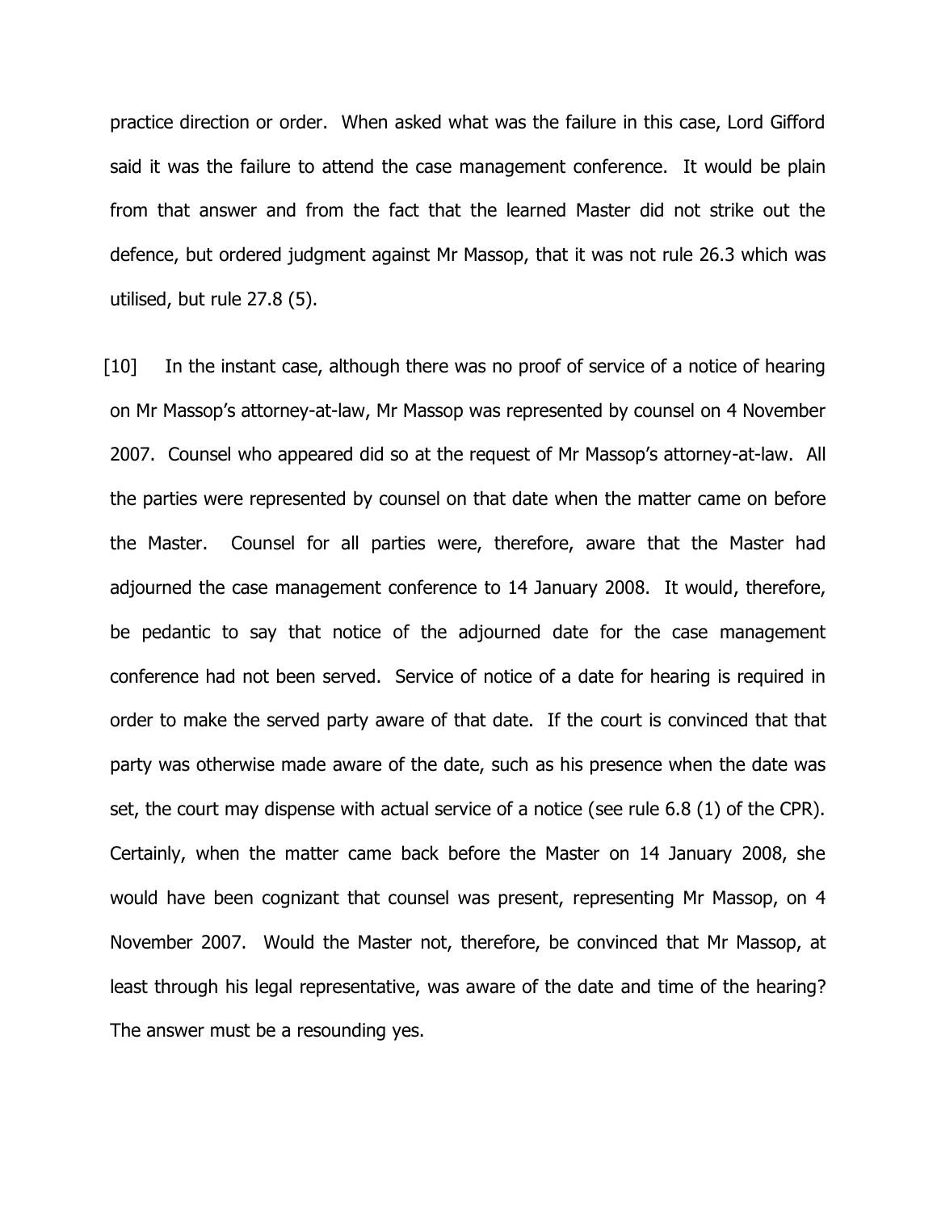practice direction or order. When asked what was the failure in this case, Lord Gifford said it was the failure to attend the case management conference. It would be plain from that answer and from the fact that the learned Master did not strike out the defence, but ordered judgment against Mr Massop, that it was not rule 26.3 which was utilised, but rule 27.8 (5).

[10] In the instant case, although there was no proof of service of a notice of hearing on Mr Massop's attorney-at-law, Mr Massop was represented by counsel on 4 November 2007. Counsel who appeared did so at the request of Mr Massop's attorney-at-law. All the parties were represented by counsel on that date when the matter came on before the Master. Counsel for all parties were, therefore, aware that the Master had adjourned the case management conference to 14 January 2008. It would, therefore, be pedantic to say that notice of the adjourned date for the case management conference had not been served. Service of notice of a date for hearing is required in order to make the served party aware of that date. If the court is convinced that that party was otherwise made aware of the date, such as his presence when the date was set, the court may dispense with actual service of a notice (see rule 6.8 (1) of the CPR). Certainly, when the matter came back before the Master on 14 January 2008, she would have been cognizant that counsel was present, representing Mr Massop, on 4 November 2007. Would the Master not, therefore, be convinced that Mr Massop, at least through his legal representative, was aware of the date and time of the hearing? The answer must be a resounding yes.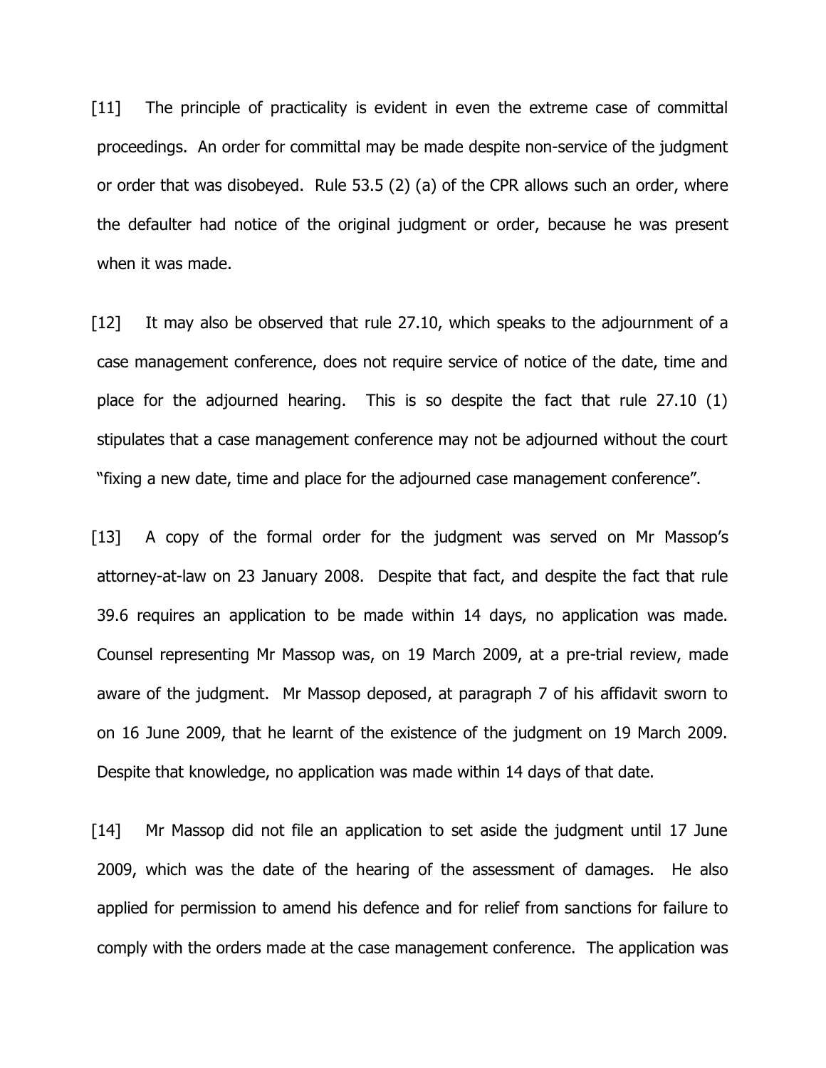[11] The principle of practicality is evident in even the extreme case of committal proceedings. An order for committal may be made despite non-service of the judgment or order that was disobeyed. Rule 53.5 (2) (a) of the CPR allows such an order, where the defaulter had notice of the original judgment or order, because he was present when it was made.

[12] It may also be observed that rule 27.10, which speaks to the adjournment of a case management conference, does not require service of notice of the date, time and place for the adjourned hearing. This is so despite the fact that rule 27.10 (1) stipulates that a case management conference may not be adjourned without the court "fixing a new date, time and place for the adjourned case management conference".

[13] A copy of the formal order for the judgment was served on Mr Massop's attorney-at-law on 23 January 2008. Despite that fact, and despite the fact that rule 39.6 requires an application to be made within 14 days, no application was made. Counsel representing Mr Massop was, on 19 March 2009, at a pre-trial review, made aware of the judgment. Mr Massop deposed, at paragraph 7 of his affidavit sworn to on 16 June 2009, that he learnt of the existence of the judgment on 19 March 2009. Despite that knowledge, no application was made within 14 days of that date.

[14] Mr Massop did not file an application to set aside the judgment until 17 June 2009, which was the date of the hearing of the assessment of damages. He also applied for permission to amend his defence and for relief from sanctions for failure to comply with the orders made at the case management conference. The application was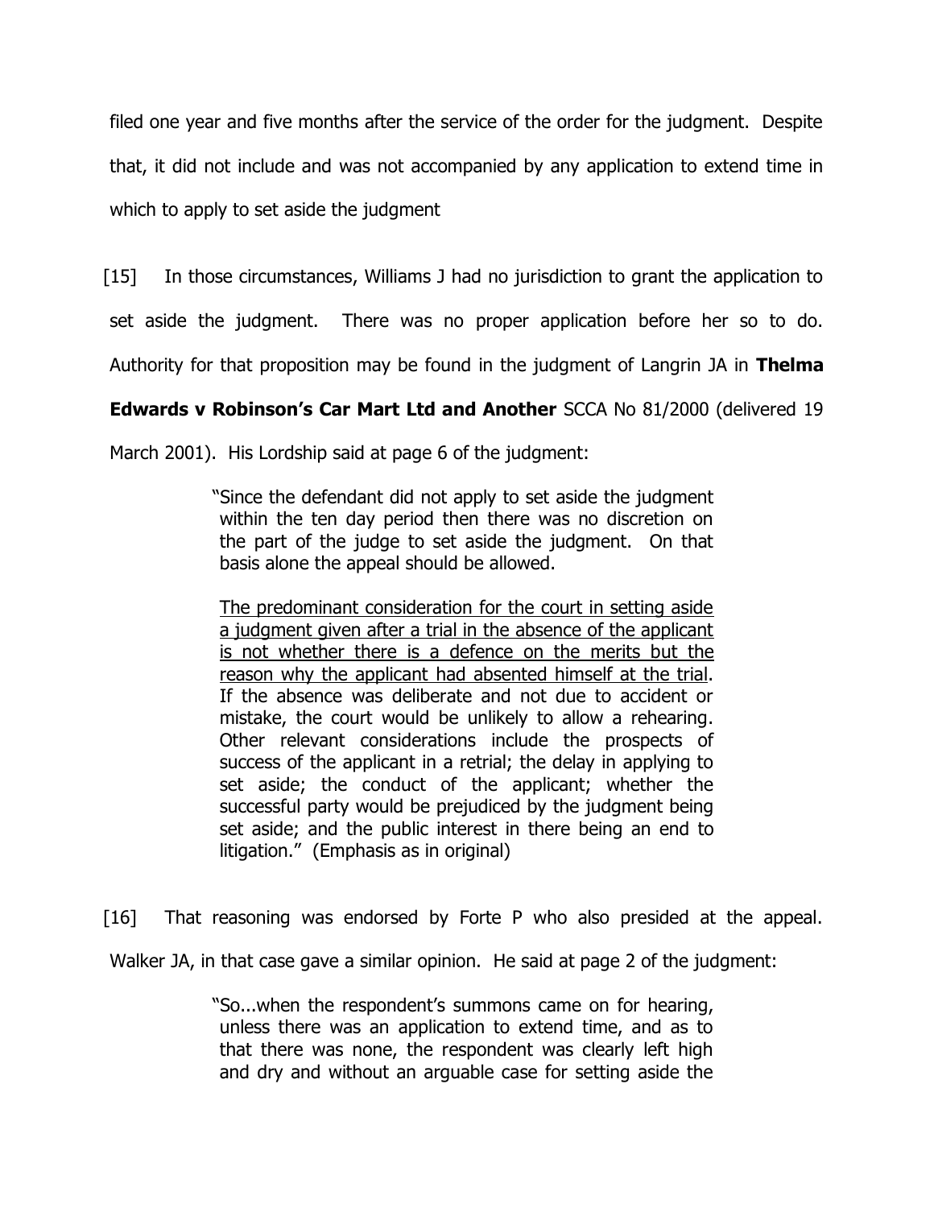filed one year and five months after the service of the order for the judgment. Despite that, it did not include and was not accompanied by any application to extend time in which to apply to set aside the judgment

[15] In those circumstances, Williams J had no jurisdiction to grant the application to set aside the judgment. There was no proper application before her so to do. Authority for that proposition may be found in the judgment of Langrin JA in **Thelma Edwards v Robinson's Car Mart Ltd and Another** SCCA No 81/2000 (delivered 19 March 2001). His Lordship said at page 6 of the judgment:

> "Since the defendant did not apply to set aside the judgment within the ten day period then there was no discretion on the part of the judge to set aside the judgment. On that basis alone the appeal should be allowed.
>
> <u>The predominant consideration for the court in setting aside a judgment given after a trial in the absence of the applicant is not whether there is a defence on the merits but the reason why the applicant had absented himself at the trial</u>. If the absence was deliberate and not due to accident or mistake, the court would be unlikely to allow a rehearing. Other relevant considerations include the prospects of success of the applicant in a retrial; the delay in applying to set aside; the conduct of the applicant; whether the successful party would be prejudiced by the judgment being set aside; and the public interest in there being an end to litigation." (Emphasis as in original)

[16] That reasoning was endorsed by Forte P who also presided at the appeal. Walker JA, in that case gave a similar opinion. He said at page 2 of the judgment:

> "So...when the respondent's summons came on for hearing, unless there was an application to extend time, and as to that there was none, the respondent was clearly left high and dry and without an arguable case for setting aside the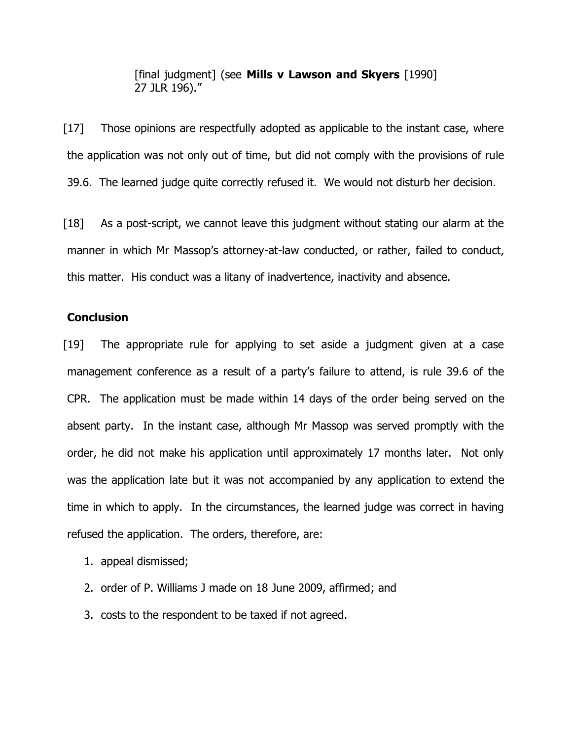> [final judgment] (see **Mills v Lawson and Skyers** [1990] 27 JLR 196)."

[17] Those opinions are respectfully adopted as applicable to the instant case, where the application was not only out of time, but did not comply with the provisions of rule 39.6. The learned judge quite correctly refused it. We would not disturb her decision.

[18] As a post-script, we cannot leave this judgment without stating our alarm at the manner in which Mr Massop's attorney-at-law conducted, or rather, failed to conduct, this matter. His conduct was a litany of inadvertence, inactivity and absence.

## Conclusion

[19] The appropriate rule for applying to set aside a judgment given at a case management conference as a result of a party's failure to attend, is rule 39.6 of the CPR. The application must be made within 14 days of the order being served on the absent party. In the instant case, although Mr Massop was served promptly with the order, he did not make his application until approximately 17 months later. Not only was the application late but it was not accompanied by any application to extend the time in which to apply. In the circumstances, the learned judge was correct in having refused the application. The orders, therefore, are:

1. appeal dismissed;
2. order of P. Williams J made on 18 June 2009, affirmed; and
3. costs to the respondent to be taxed if not agreed.